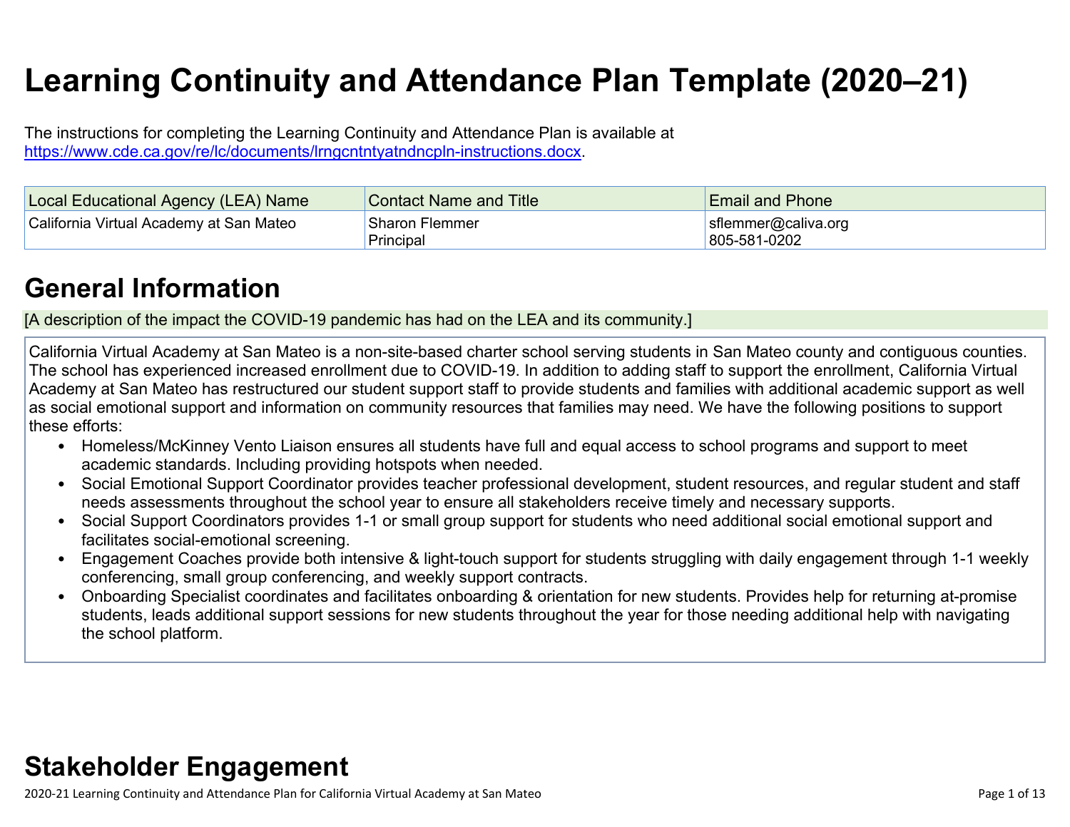# Learning Continuity and Attendance Plan Template (2020–21)

The instructions for completing the Learning Continuity and Attendance Plan is available at https://www.cde.ca.gov/re/lc/documents/lrngcntntyatndncpln-instructions.docx.

| Local Educational Agency (LEA) Name | Contact Name and Title | Email and Phone |
| --- | --- | --- |
| California Virtual Academy at San Mateo | Sharon Flemmer<br>Principal | sflemmer@caliva.org<br>805-581-0202 |

## General Information

[A description of the impact the COVID-19 pandemic has had on the LEA and its community.]

California Virtual Academy at San Mateo is a non-site-based charter school serving students in San Mateo county and contiguous counties. The school has experienced increased enrollment due to COVID-19. In addition to adding staff to support the enrollment, California Virtual Academy at San Mateo has restructured our student support staff to provide students and families with additional academic support as well as social emotional support and information on community resources that families may need. We have the following positions to support these efforts:

- Homeless/McKinney Vento Liaison ensures all students have full and equal access to school programs and support to meet academic standards. Including providing hotspots when needed.
- Social Emotional Support Coordinator provides teacher professional development, student resources, and regular student and staff needs assessments throughout the school year to ensure all stakeholders receive timely and necessary supports.
- Social Support Coordinators provides 1-1 or small group support for students who need additional social emotional support and facilitates social-emotional screening.
- Engagement Coaches provide both intensive & light-touch support for students struggling with daily engagement through 1-1 weekly conferencing, small group conferencing, and weekly support contracts.
- Onboarding Specialist coordinates and facilitates onboarding & orientation for new students. Provides help for returning at-promise students, leads additional support sessions for new students throughout the year for those needing additional help with navigating the school platform.

## Stakeholder Engagement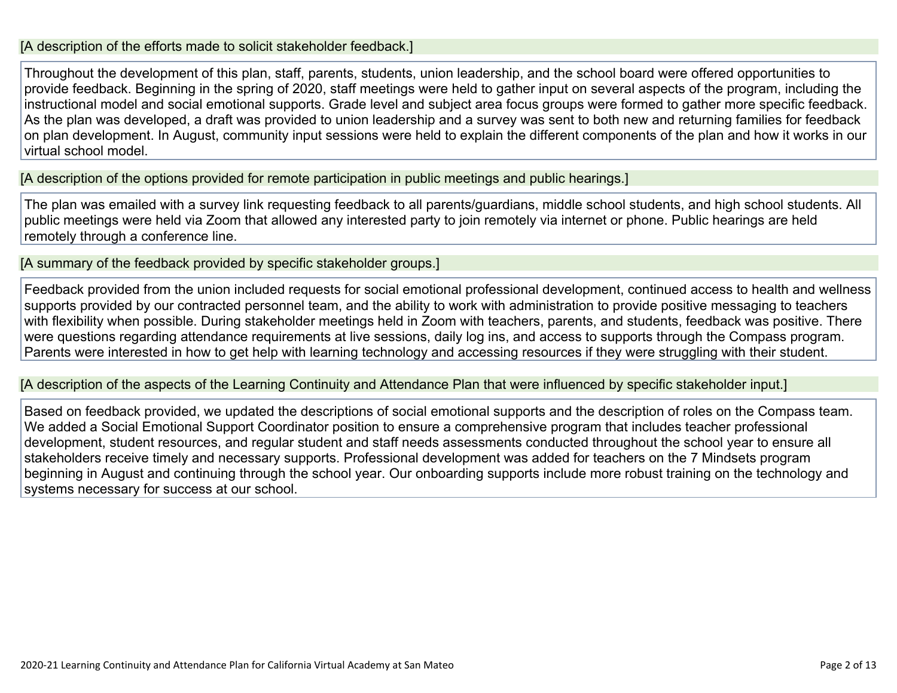[A description of the efforts made to solicit stakeholder feedback.]

Throughout the development of this plan, staff, parents, students, union leadership, and the school board were offered opportunities to provide feedback. Beginning in the spring of 2020, staff meetings were held to gather input on several aspects of the program, including the instructional model and social emotional supports. Grade level and subject area focus groups were formed to gather more specific feedback. As the plan was developed, a draft was provided to union leadership and a survey was sent to both new and returning families for feedback on plan development. In August, community input sessions were held to explain the different components of the plan and how it works in our virtual school model.

[A description of the options provided for remote participation in public meetings and public hearings.]

The plan was emailed with a survey link requesting feedback to all parents/guardians, middle school students, and high school students. All public meetings were held via Zoom that allowed any interested party to join remotely via internet or phone. Public hearings are held remotely through a conference line.

[A summary of the feedback provided by specific stakeholder groups.]

Feedback provided from the union included requests for social emotional professional development, continued access to health and wellness supports provided by our contracted personnel team, and the ability to work with administration to provide positive messaging to teachers with flexibility when possible. During stakeholder meetings held in Zoom with teachers, parents, and students, feedback was positive. There were questions regarding attendance requirements at live sessions, daily log ins, and access to supports through the Compass program. Parents were interested in how to get help with learning technology and accessing resources if they were struggling with their student.

[A description of the aspects of the Learning Continuity and Attendance Plan that were influenced by specific stakeholder input.]

Based on feedback provided, we updated the descriptions of social emotional supports and the description of roles on the Compass team. We added a Social Emotional Support Coordinator position to ensure a comprehensive program that includes teacher professional development, student resources, and regular student and staff needs assessments conducted throughout the school year to ensure all stakeholders receive timely and necessary supports. Professional development was added for teachers on the 7 Mindsets program beginning in August and continuing through the school year. Our onboarding supports include more robust training on the technology and systems necessary for success at our school.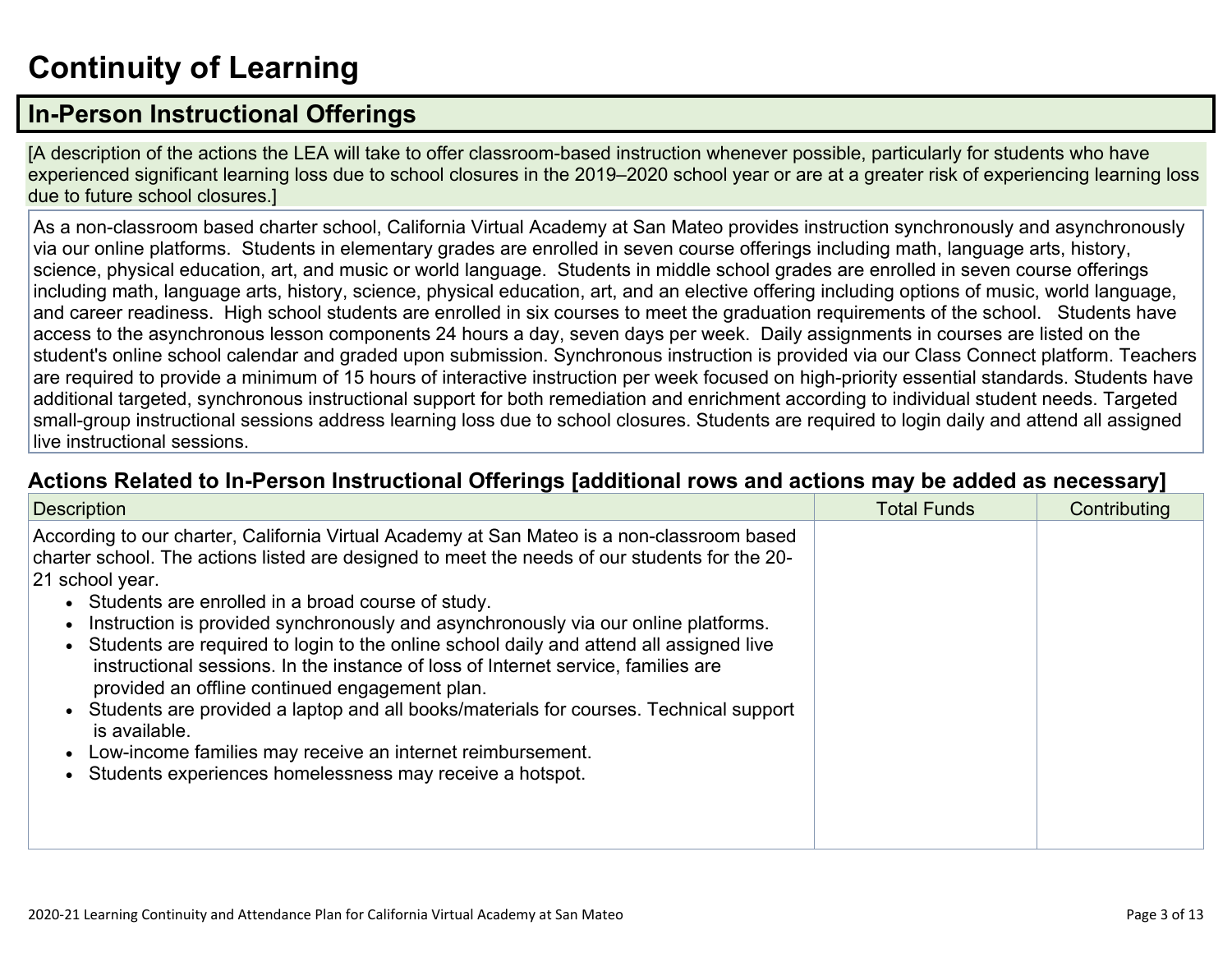# Continuity of Learning

## In-Person Instructional Offerings

[A description of the actions the LEA will take to offer classroom-based instruction whenever possible, particularly for students who have experienced significant learning loss due to school closures in the 2019–2020 school year or are at a greater risk of experiencing learning loss due to future school closures.]

As a non-classroom based charter school, California Virtual Academy at San Mateo provides instruction synchronously and asynchronously via our online platforms. Students in elementary grades are enrolled in seven course offerings including math, language arts, history, science, physical education, art, and music or world language. Students in middle school grades are enrolled in seven course offerings including math, language arts, history, science, physical education, art, and an elective offering including options of music, world language, and career readiness. High school students are enrolled in six courses to meet the graduation requirements of the school. Students have access to the asynchronous lesson components 24 hours a day, seven days per week. Daily assignments in courses are listed on the student's online school calendar and graded upon submission. Synchronous instruction is provided via our Class Connect platform. Teachers are required to provide a minimum of 15 hours of interactive instruction per week focused on high-priority essential standards. Students have additional targeted, synchronous instructional support for both remediation and enrichment according to individual student needs. Targeted small-group instructional sessions address learning loss due to school closures. Students are required to login daily and attend all assigned live instructional sessions.

### Actions Related to In-Person Instructional Offerings [additional rows and actions may be added as necessary]

| Description | Total Funds | Contributing |
| --- | --- | --- |
| According to our charter, California Virtual Academy at San Mateo is a non-classroom based charter school. The actions listed are designed to meet the needs of our students for the 20-21 school year.<br>• Students are enrolled in a broad course of study.<br>• Instruction is provided synchronously and asynchronously via our online platforms.<br>• Students are required to login to the online school daily and attend all assigned live instructional sessions. In the instance of loss of Internet service, families are provided an offline continued engagement plan.<br>• Students are provided a laptop and all books/materials for courses. Technical support is available.<br>• Low-income families may receive an internet reimbursement.<br>• Students experiences homelessness may receive a hotspot. | | |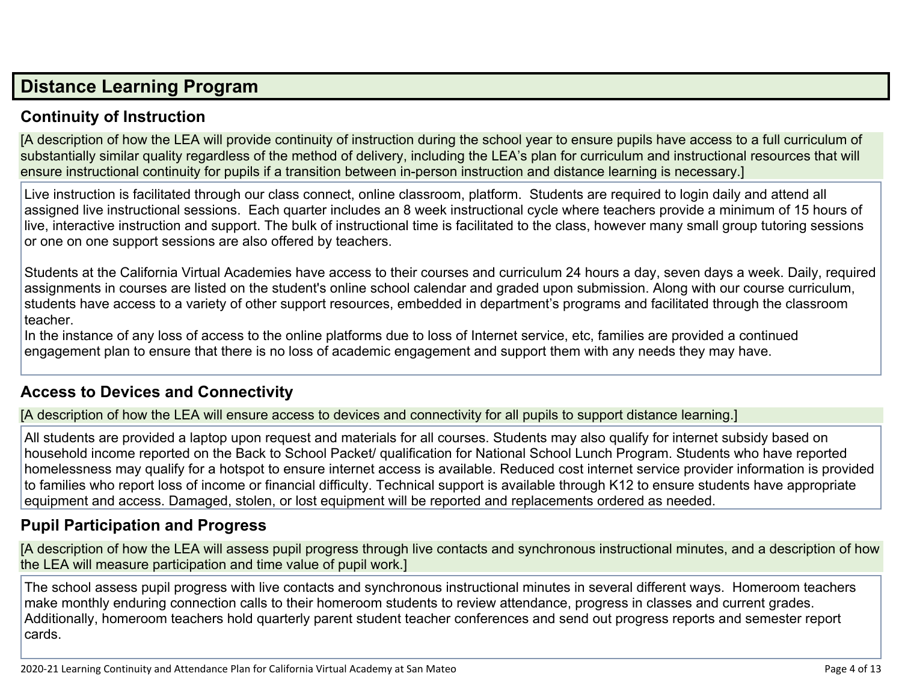# Distance Learning Program

## Continuity of Instruction

[A description of how the LEA will provide continuity of instruction during the school year to ensure pupils have access to a full curriculum of substantially similar quality regardless of the method of delivery, including the LEA's plan for curriculum and instructional resources that will ensure instructional continuity for pupils if a transition between in-person instruction and distance learning is necessary.]

Live instruction is facilitated through our class connect, online classroom, platform. Students are required to login daily and attend all assigned live instructional sessions. Each quarter includes an 8 week instructional cycle where teachers provide a minimum of 15 hours of live, interactive instruction and support. The bulk of instructional time is facilitated to the class, however many small group tutoring sessions or one on one support sessions are also offered by teachers.

Students at the California Virtual Academies have access to their courses and curriculum 24 hours a day, seven days a week. Daily, required assignments in courses are listed on the student's online school calendar and graded upon submission. Along with our course curriculum, students have access to a variety of other support resources, embedded in department's programs and facilitated through the classroom teacher.

In the instance of any loss of access to the online platforms due to loss of Internet service, etc, families are provided a continued engagement plan to ensure that there is no loss of academic engagement and support them with any needs they may have.

## Access to Devices and Connectivity

[A description of how the LEA will ensure access to devices and connectivity for all pupils to support distance learning.]

All students are provided a laptop upon request and materials for all courses. Students may also qualify for internet subsidy based on household income reported on the Back to School Packet/ qualification for National School Lunch Program. Students who have reported homelessness may qualify for a hotspot to ensure internet access is available. Reduced cost internet service provider information is provided to families who report loss of income or financial difficulty. Technical support is available through K12 to ensure students have appropriate equipment and access. Damaged, stolen, or lost equipment will be reported and replacements ordered as needed.

## Pupil Participation and Progress

[A description of how the LEA will assess pupil progress through live contacts and synchronous instructional minutes, and a description of how the LEA will measure participation and time value of pupil work.]

The school assess pupil progress with live contacts and synchronous instructional minutes in several different ways. Homeroom teachers make monthly enduring connection calls to their homeroom students to review attendance, progress in classes and current grades. Additionally, homeroom teachers hold quarterly parent student teacher conferences and send out progress reports and semester report cards.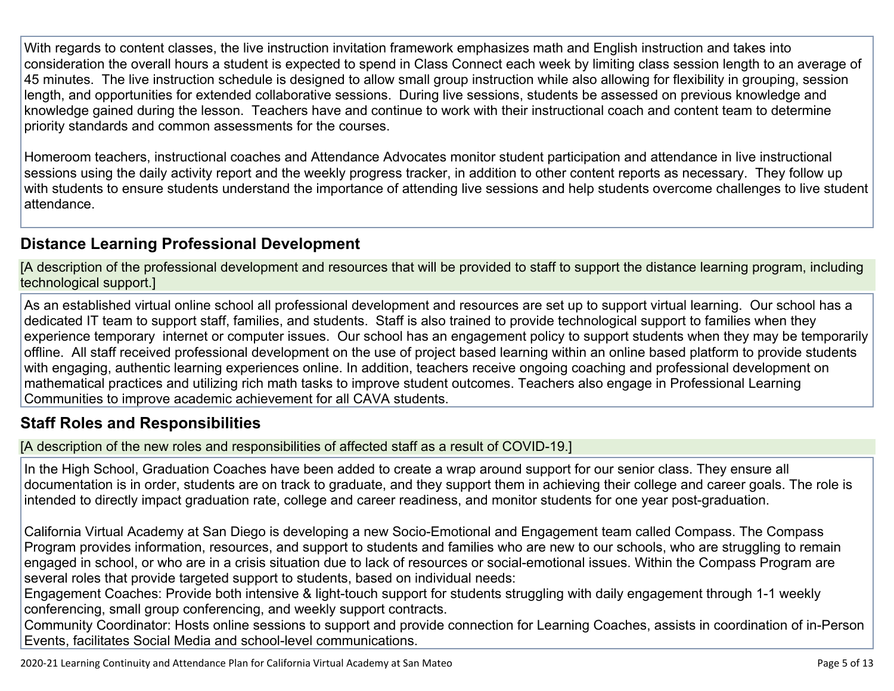With regards to content classes, the live instruction invitation framework emphasizes math and English instruction and takes into consideration the overall hours a student is expected to spend in Class Connect each week by limiting class session length to an average of 45 minutes. The live instruction schedule is designed to allow small group instruction while also allowing for flexibility in grouping, session length, and opportunities for extended collaborative sessions. During live sessions, students be assessed on previous knowledge and knowledge gained during the lesson. Teachers have and continue to work with their instructional coach and content team to determine priority standards and common assessments for the courses.

Homeroom teachers, instructional coaches and Attendance Advocates monitor student participation and attendance in live instructional sessions using the daily activity report and the weekly progress tracker, in addition to other content reports as necessary. They follow up with students to ensure students understand the importance of attending live sessions and help students overcome challenges to live student attendance.

## Distance Learning Professional Development

[A description of the professional development and resources that will be provided to staff to support the distance learning program, including technological support.]

As an established virtual online school all professional development and resources are set up to support virtual learning. Our school has a dedicated IT team to support staff, families, and students. Staff is also trained to provide technological support to families when they experience temporary internet or computer issues. Our school has an engagement policy to support students when they may be temporarily offline. All staff received professional development on the use of project based learning within an online based platform to provide students with engaging, authentic learning experiences online. In addition, teachers receive ongoing coaching and professional development on mathematical practices and utilizing rich math tasks to improve student outcomes. Teachers also engage in Professional Learning Communities to improve academic achievement for all CAVA students.

## Staff Roles and Responsibilities

[A description of the new roles and responsibilities of affected staff as a result of COVID-19.]

In the High School, Graduation Coaches have been added to create a wrap around support for our senior class. They ensure all documentation is in order, students are on track to graduate, and they support them in achieving their college and career goals. The role is intended to directly impact graduation rate, college and career readiness, and monitor students for one year post-graduation.

California Virtual Academy at San Diego is developing a new Socio-Emotional and Engagement team called Compass. The Compass Program provides information, resources, and support to students and families who are new to our schools, who are struggling to remain engaged in school, or who are in a crisis situation due to lack of resources or social-emotional issues. Within the Compass Program are several roles that provide targeted support to students, based on individual needs:
Engagement Coaches: Provide both intensive & light-touch support for students struggling with daily engagement through 1-1 weekly conferencing, small group conferencing, and weekly support contracts.
Community Coordinator: Hosts online sessions to support and provide connection for Learning Coaches, assists in coordination of in-Person Events, facilitates Social Media and school-level communications.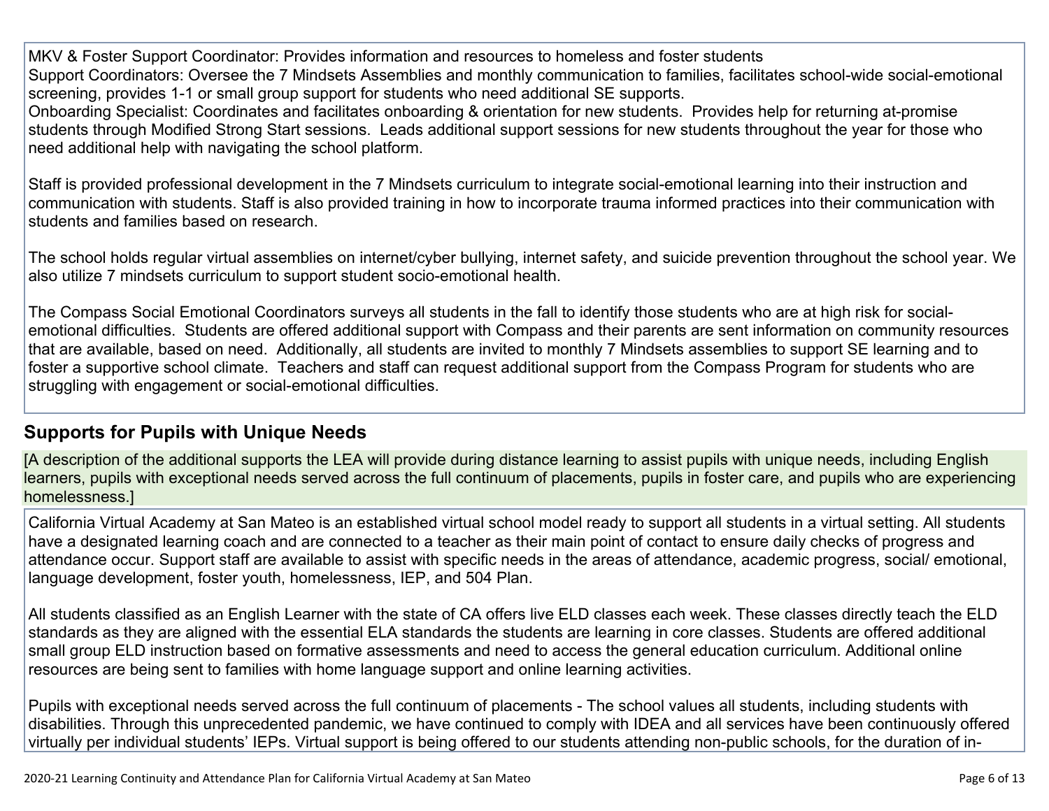MKV & Foster Support Coordinator: Provides information and resources to homeless and foster students
Support Coordinators: Oversee the 7 Mindsets Assemblies and monthly communication to families, facilitates school-wide social-emotional screening, provides 1-1 or small group support for students who need additional SE supports.
Onboarding Specialist: Coordinates and facilitates onboarding & orientation for new students. Provides help for returning at-promise students through Modified Strong Start sessions. Leads additional support sessions for new students throughout the year for those who need additional help with navigating the school platform.

Staff is provided professional development in the 7 Mindsets curriculum to integrate social-emotional learning into their instruction and communication with students. Staff is also provided training in how to incorporate trauma informed practices into their communication with students and families based on research.

The school holds regular virtual assemblies on internet/cyber bullying, internet safety, and suicide prevention throughout the school year. We also utilize 7 mindsets curriculum to support student socio-emotional health.

The Compass Social Emotional Coordinators surveys all students in the fall to identify those students who are at high risk for social-emotional difficulties. Students are offered additional support with Compass and their parents are sent information on community resources that are available, based on need. Additionally, all students are invited to monthly 7 Mindsets assemblies to support SE learning and to foster a supportive school climate. Teachers and staff can request additional support from the Compass Program for students who are struggling with engagement or social-emotional difficulties.

## Supports for Pupils with Unique Needs

[A description of the additional supports the LEA will provide during distance learning to assist pupils with unique needs, including English learners, pupils with exceptional needs served across the full continuum of placements, pupils in foster care, and pupils who are experiencing homelessness.]

California Virtual Academy at San Mateo is an established virtual school model ready to support all students in a virtual setting. All students have a designated learning coach and are connected to a teacher as their main point of contact to ensure daily checks of progress and attendance occur. Support staff are available to assist with specific needs in the areas of attendance, academic progress, social/ emotional, language development, foster youth, homelessness, IEP, and 504 Plan.

All students classified as an English Learner with the state of CA offers live ELD classes each week. These classes directly teach the ELD standards as they are aligned with the essential ELA standards the students are learning in core classes. Students are offered additional small group ELD instruction based on formative assessments and need to access the general education curriculum. Additional online resources are being sent to families with home language support and online learning activities.

Pupils with exceptional needs served across the full continuum of placements - The school values all students, including students with disabilities. Through this unprecedented pandemic, we have continued to comply with IDEA and all services have been continuously offered virtually per individual students' IEPs. Virtual support is being offered to our students attending non-public schools, for the duration of in-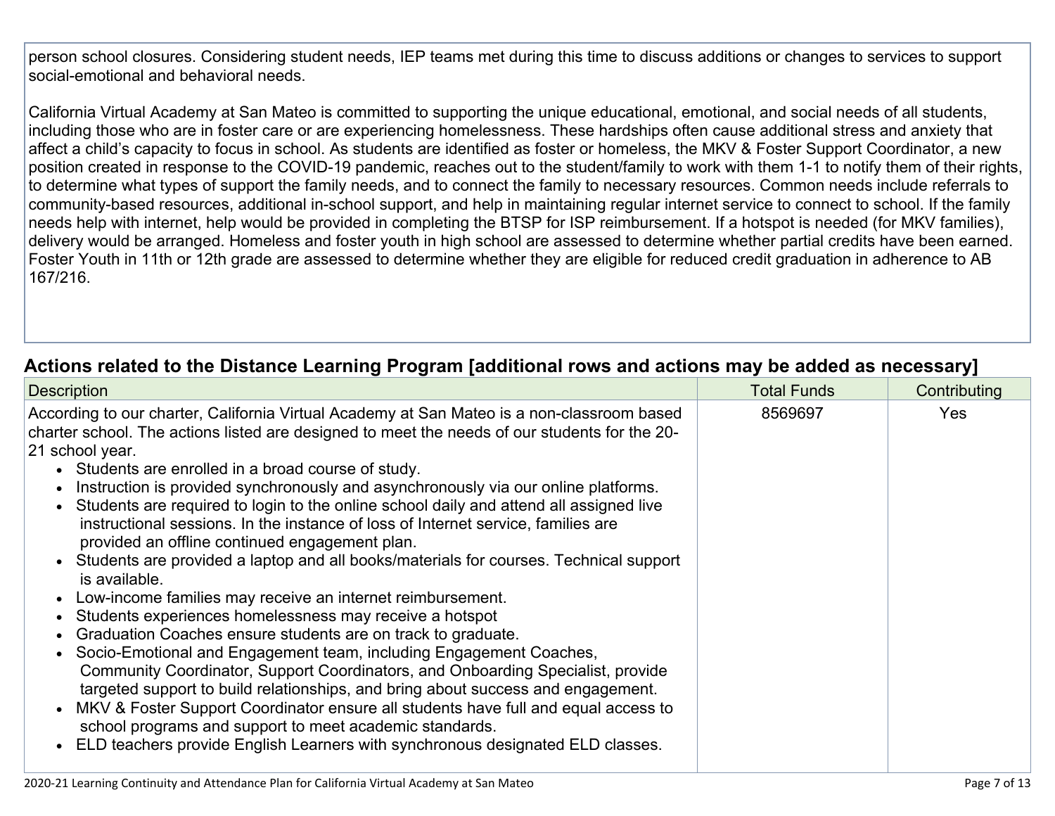person school closures. Considering student needs, IEP teams met during this time to discuss additions or changes to services to support social-emotional and behavioral needs.

California Virtual Academy at San Mateo is committed to supporting the unique educational, emotional, and social needs of all students, including those who are in foster care or are experiencing homelessness. These hardships often cause additional stress and anxiety that affect a child's capacity to focus in school. As students are identified as foster or homeless, the MKV & Foster Support Coordinator, a new position created in response to the COVID-19 pandemic, reaches out to the student/family to work with them 1-1 to notify them of their rights, to determine what types of support the family needs, and to connect the family to necessary resources. Common needs include referrals to community-based resources, additional in-school support, and help in maintaining regular internet service to connect to school. If the family needs help with internet, help would be provided in completing the BTSP for ISP reimbursement. If a hotspot is needed (for MKV families), delivery would be arranged. Homeless and foster youth in high school are assessed to determine whether partial credits have been earned. Foster Youth in 11th or 12th grade are assessed to determine whether they are eligible for reduced credit graduation in adherence to AB 167/216.

## Actions related to the Distance Learning Program [additional rows and actions may be added as necessary]

| Description | Total Funds | Contributing |
|---|---|---|
| According to our charter, California Virtual Academy at San Mateo is a non-classroom based charter school. The actions listed are designed to meet the needs of our students for the 20-21 school year.<br>• Students are enrolled in a broad course of study.<br>• Instruction is provided synchronously and asynchronously via our online platforms.<br>• Students are required to login to the online school daily and attend all assigned live instructional sessions. In the instance of loss of Internet service, families are provided an offline continued engagement plan.<br>• Students are provided a laptop and all books/materials for courses. Technical support is available.<br>• Low-income families may receive an internet reimbursement.<br>• Students experiences homelessness may receive a hotspot<br>• Graduation Coaches ensure students are on track to graduate.<br>• Socio-Emotional and Engagement team, including Engagement Coaches, Community Coordinator, Support Coordinators, and Onboarding Specialist, provide targeted support to build relationships, and bring about success and engagement.<br>• MKV & Foster Support Coordinator ensure all students have full and equal access to school programs and support to meet academic standards.<br>• ELD teachers provide English Learners with synchronous designated ELD classes. | 8569697 | Yes |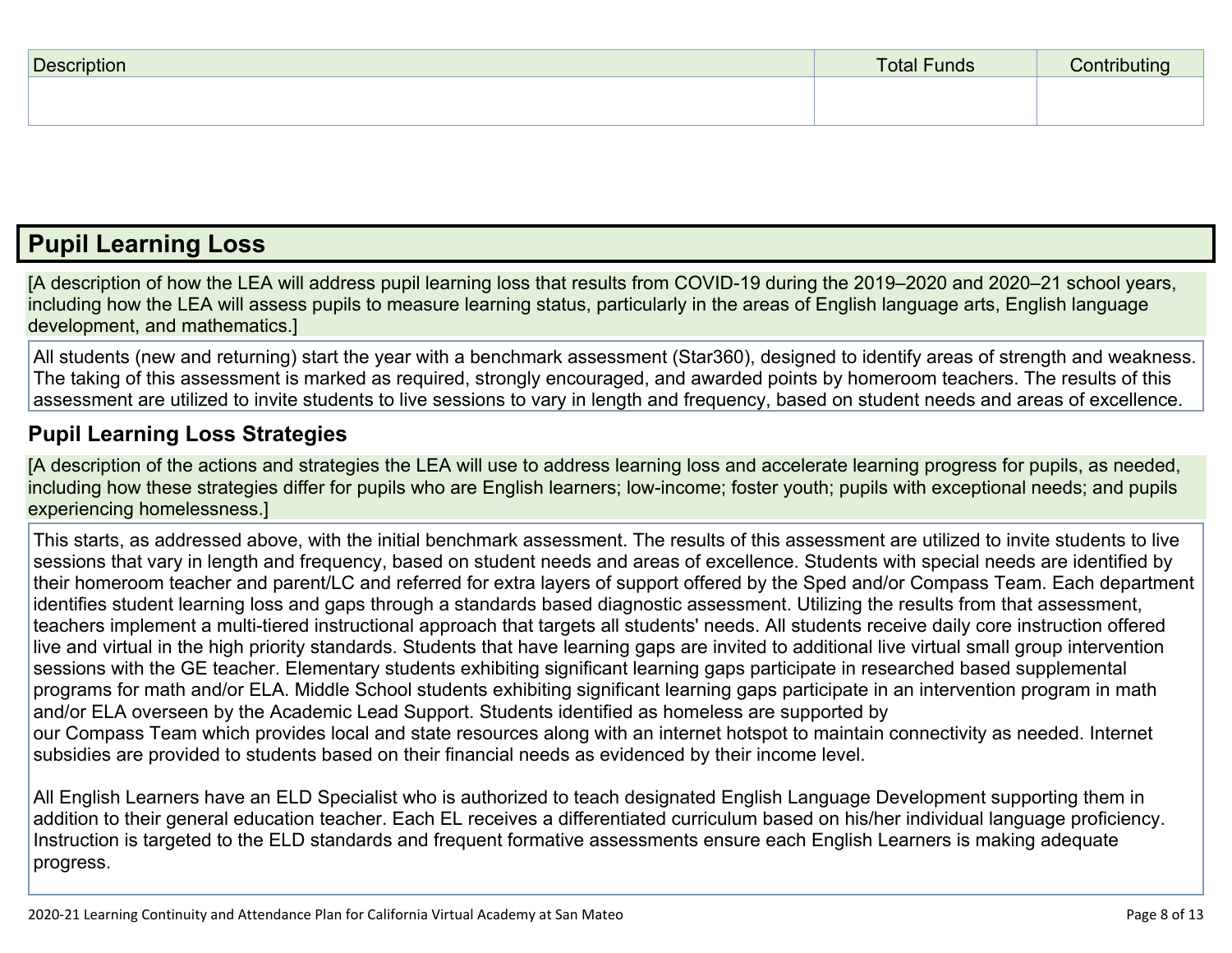| Description | Total Funds | Contributing |
| --- | --- | --- |
| | | |

## Pupil Learning Loss

[A description of how the LEA will address pupil learning loss that results from COVID-19 during the 2019–2020 and 2020–21 school years, including how the LEA will assess pupils to measure learning status, particularly in the areas of English language arts, English language development, and mathematics.]

All students (new and returning) start the year with a benchmark assessment (Star360), designed to identify areas of strength and weakness. The taking of this assessment is marked as required, strongly encouraged, and awarded points by homeroom teachers. The results of this assessment are utilized to invite students to live sessions to vary in length and frequency, based on student needs and areas of excellence.

### Pupil Learning Loss Strategies

[A description of the actions and strategies the LEA will use to address learning loss and accelerate learning progress for pupils, as needed, including how these strategies differ for pupils who are English learners; low-income; foster youth; pupils with exceptional needs; and pupils experiencing homelessness.]

This starts, as addressed above, with the initial benchmark assessment. The results of this assessment are utilized to invite students to live sessions that vary in length and frequency, based on student needs and areas of excellence. Students with special needs are identified by their homeroom teacher and parent/LC and referred for extra layers of support offered by the Sped and/or Compass Team. Each department identifies student learning loss and gaps through a standards based diagnostic assessment. Utilizing the results from that assessment, teachers implement a multi-tiered instructional approach that targets all students' needs. All students receive daily core instruction offered live and virtual in the high priority standards. Students that have learning gaps are invited to additional live virtual small group intervention sessions with the GE teacher. Elementary students exhibiting significant learning gaps participate in researched based supplemental programs for math and/or ELA. Middle School students exhibiting significant learning gaps participate in an intervention program in math and/or ELA overseen by the Academic Lead Support. Students identified as homeless are supported by our Compass Team which provides local and state resources along with an internet hotspot to maintain connectivity as needed. Internet subsidies are provided to students based on their financial needs as evidenced by their income level.

All English Learners have an ELD Specialist who is authorized to teach designated English Language Development supporting them in addition to their general education teacher. Each EL receives a differentiated curriculum based on his/her individual language proficiency. Instruction is targeted to the ELD standards and frequent formative assessments ensure each English Learners is making adequate progress.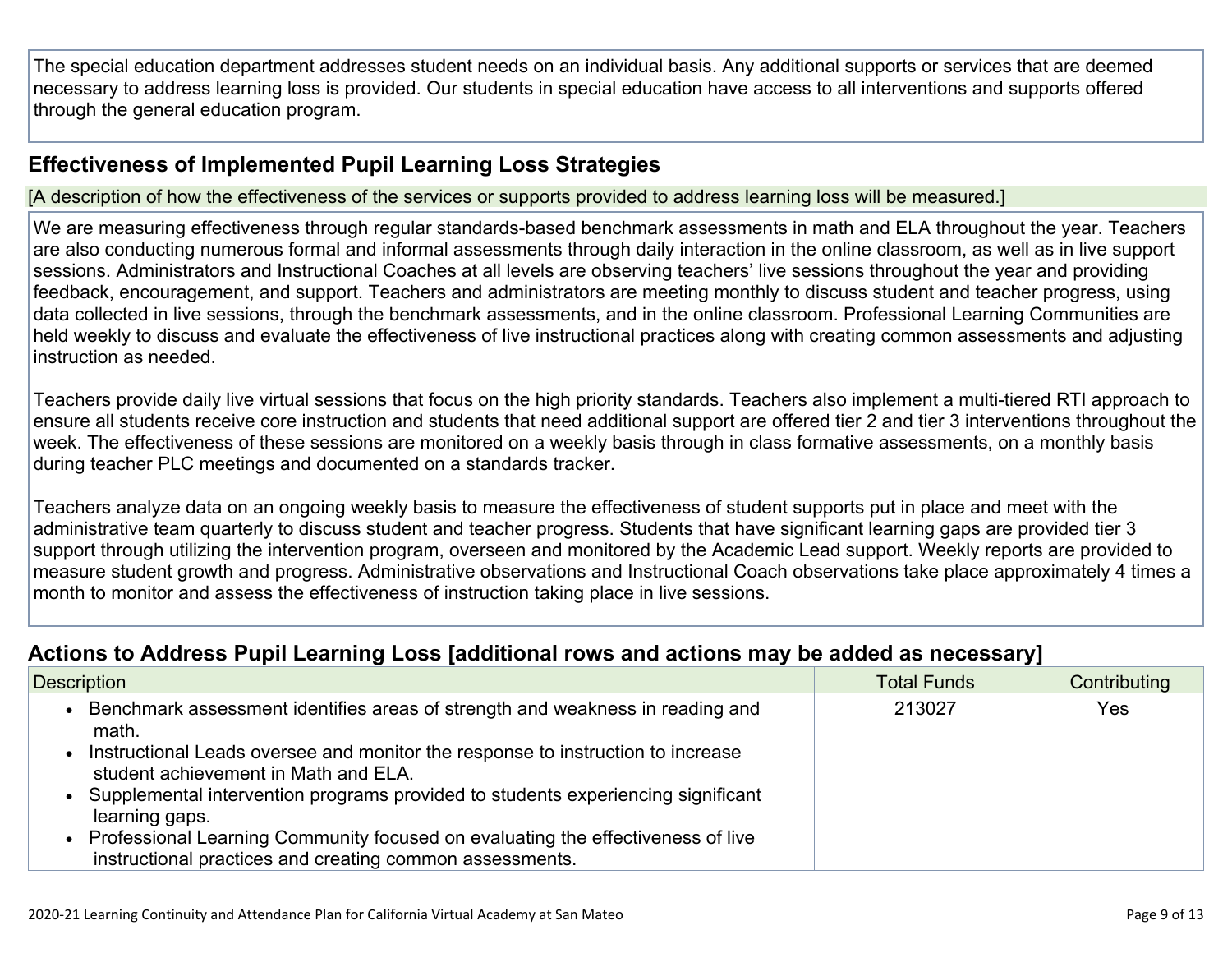The special education department addresses student needs on an individual basis. Any additional supports or services that are deemed necessary to address learning loss is provided. Our students in special education have access to all interventions and supports offered through the general education program.

## Effectiveness of Implemented Pupil Learning Loss Strategies

[A description of how the effectiveness of the services or supports provided to address learning loss will be measured.]

We are measuring effectiveness through regular standards-based benchmark assessments in math and ELA throughout the year. Teachers are also conducting numerous formal and informal assessments through daily interaction in the online classroom, as well as in live support sessions. Administrators and Instructional Coaches at all levels are observing teachers' live sessions throughout the year and providing feedback, encouragement, and support. Teachers and administrators are meeting monthly to discuss student and teacher progress, using data collected in live sessions, through the benchmark assessments, and in the online classroom. Professional Learning Communities are held weekly to discuss and evaluate the effectiveness of live instructional practices along with creating common assessments and adjusting instruction as needed.

Teachers provide daily live virtual sessions that focus on the high priority standards. Teachers also implement a multi-tiered RTI approach to ensure all students receive core instruction and students that need additional support are offered tier 2 and tier 3 interventions throughout the week. The effectiveness of these sessions are monitored on a weekly basis through in class formative assessments, on a monthly basis during teacher PLC meetings and documented on a standards tracker.

Teachers analyze data on an ongoing weekly basis to measure the effectiveness of student supports put in place and meet with the administrative team quarterly to discuss student and teacher progress. Students that have significant learning gaps are provided tier 3 support through utilizing the intervention program, overseen and monitored by the Academic Lead support. Weekly reports are provided to measure student growth and progress. Administrative observations and Instructional Coach observations take place approximately 4 times a month to monitor and assess the effectiveness of instruction taking place in live sessions.

## Actions to Address Pupil Learning Loss [additional rows and actions may be added as necessary]

| Description | Total Funds | Contributing |
| --- | --- | --- |
| • Benchmark assessment identifies areas of strength and weakness in reading and math.<br>• Instructional Leads oversee and monitor the response to instruction to increase student achievement in Math and ELA.<br>• Supplemental intervention programs provided to students experiencing significant learning gaps.<br>• Professional Learning Community focused on evaluating the effectiveness of live instructional practices and creating common assessments. | 213027 | Yes |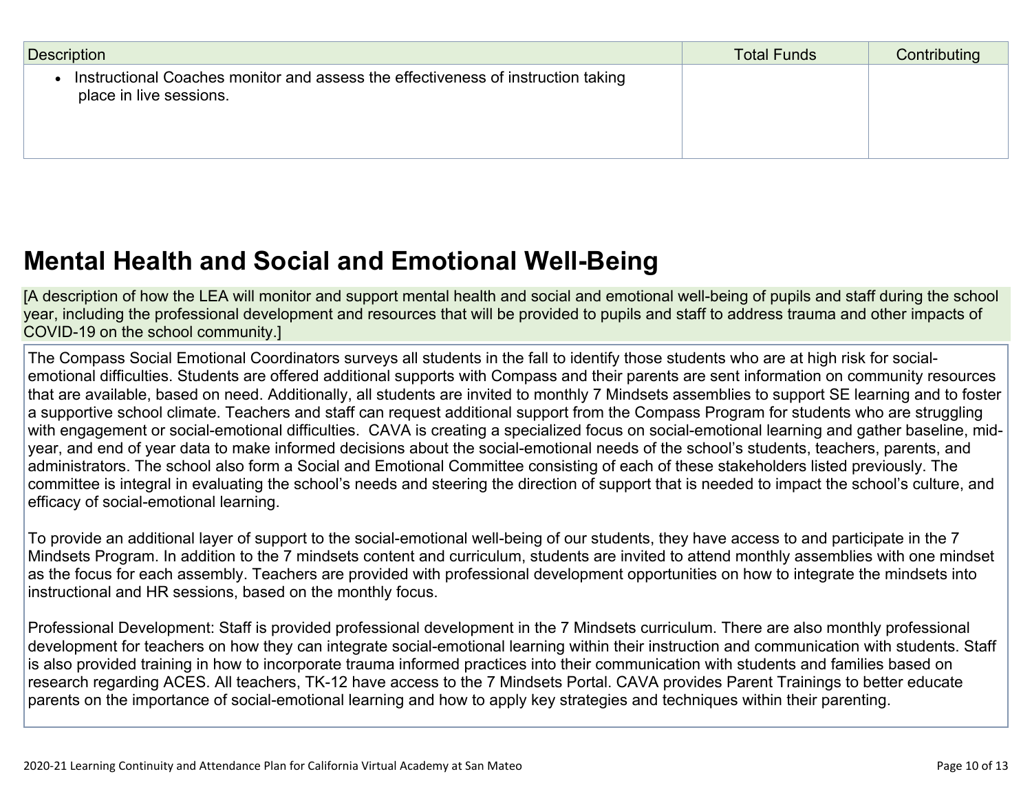| Description | Total Funds | Contributing |
|---|---|---|
| • Instructional Coaches monitor and assess the effectiveness of instruction taking place in live sessions. | | |

## Mental Health and Social and Emotional Well-Being

[A description of how the LEA will monitor and support mental health and social and emotional well-being of pupils and staff during the school year, including the professional development and resources that will be provided to pupils and staff to address trauma and other impacts of COVID-19 on the school community.]

The Compass Social Emotional Coordinators surveys all students in the fall to identify those students who are at high risk for social-emotional difficulties. Students are offered additional supports with Compass and their parents are sent information on community resources that are available, based on need. Additionally, all students are invited to monthly 7 Mindsets assemblies to support SE learning and to foster a supportive school climate. Teachers and staff can request additional support from the Compass Program for students who are struggling with engagement or social-emotional difficulties. CAVA is creating a specialized focus on social-emotional learning and gather baseline, mid-year, and end of year data to make informed decisions about the social-emotional needs of the school's students, teachers, parents, and administrators. The school also form a Social and Emotional Committee consisting of each of these stakeholders listed previously. The committee is integral in evaluating the school's needs and steering the direction of support that is needed to impact the school's culture, and efficacy of social-emotional learning.

To provide an additional layer of support to the social-emotional well-being of our students, they have access to and participate in the 7 Mindsets Program. In addition to the 7 mindsets content and curriculum, students are invited to attend monthly assemblies with one mindset as the focus for each assembly. Teachers are provided with professional development opportunities on how to integrate the mindsets into instructional and HR sessions, based on the monthly focus.

Professional Development: Staff is provided professional development in the 7 Mindsets curriculum. There are also monthly professional development for teachers on how they can integrate social-emotional learning within their instruction and communication with students. Staff is also provided training in how to incorporate trauma informed practices into their communication with students and families based on research regarding ACES. All teachers, TK-12 have access to the 7 Mindsets Portal. CAVA provides Parent Trainings to better educate parents on the importance of social-emotional learning and how to apply key strategies and techniques within their parenting.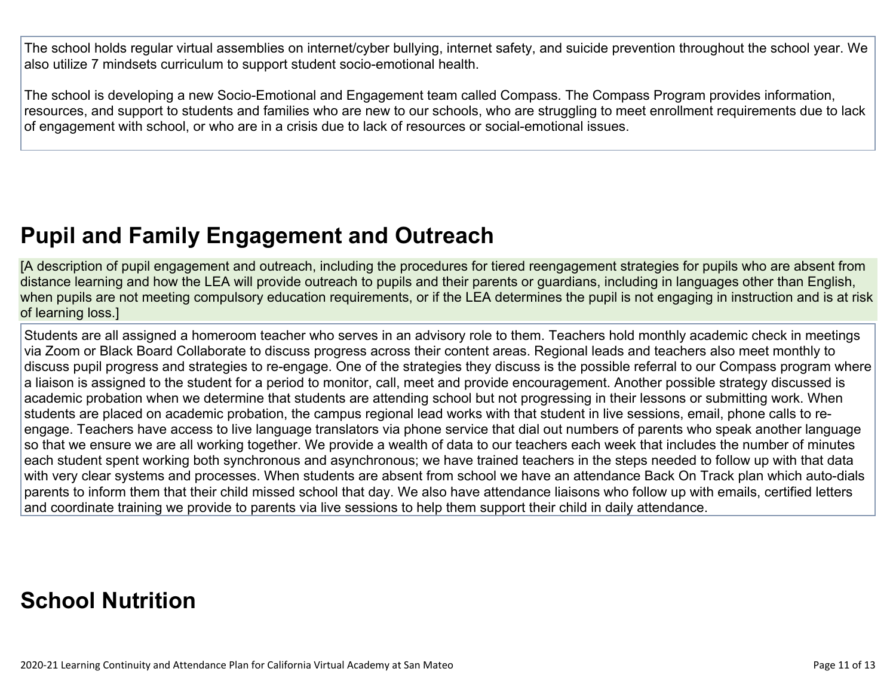The school holds regular virtual assemblies on internet/cyber bullying, internet safety, and suicide prevention throughout the school year. We also utilize 7 mindsets curriculum to support student socio-emotional health.

The school is developing a new Socio-Emotional and Engagement team called Compass. The Compass Program provides information, resources, and support to students and families who are new to our schools, who are struggling to meet enrollment requirements due to lack of engagement with school, or who are in a crisis due to lack of resources or social-emotional issues.

## Pupil and Family Engagement and Outreach

[A description of pupil engagement and outreach, including the procedures for tiered reengagement strategies for pupils who are absent from distance learning and how the LEA will provide outreach to pupils and their parents or guardians, including in languages other than English, when pupils are not meeting compulsory education requirements, or if the LEA determines the pupil is not engaging in instruction and is at risk of learning loss.]

Students are all assigned a homeroom teacher who serves in an advisory role to them. Teachers hold monthly academic check in meetings via Zoom or Black Board Collaborate to discuss progress across their content areas. Regional leads and teachers also meet monthly to discuss pupil progress and strategies to re-engage. One of the strategies they discuss is the possible referral to our Compass program where a liaison is assigned to the student for a period to monitor, call, meet and provide encouragement. Another possible strategy discussed is academic probation when we determine that students are attending school but not progressing in their lessons or submitting work. When students are placed on academic probation, the campus regional lead works with that student in live sessions, email, phone calls to re-engage. Teachers have access to live language translators via phone service that dial out numbers of parents who speak another language so that we ensure we are all working together. We provide a wealth of data to our teachers each week that includes the number of minutes each student spent working both synchronous and asynchronous; we have trained teachers in the steps needed to follow up with that data with very clear systems and processes. When students are absent from school we have an attendance Back On Track plan which auto-dials parents to inform them that their child missed school that day. We also have attendance liaisons who follow up with emails, certified letters and coordinate training we provide to parents via live sessions to help them support their child in daily attendance.

## School Nutrition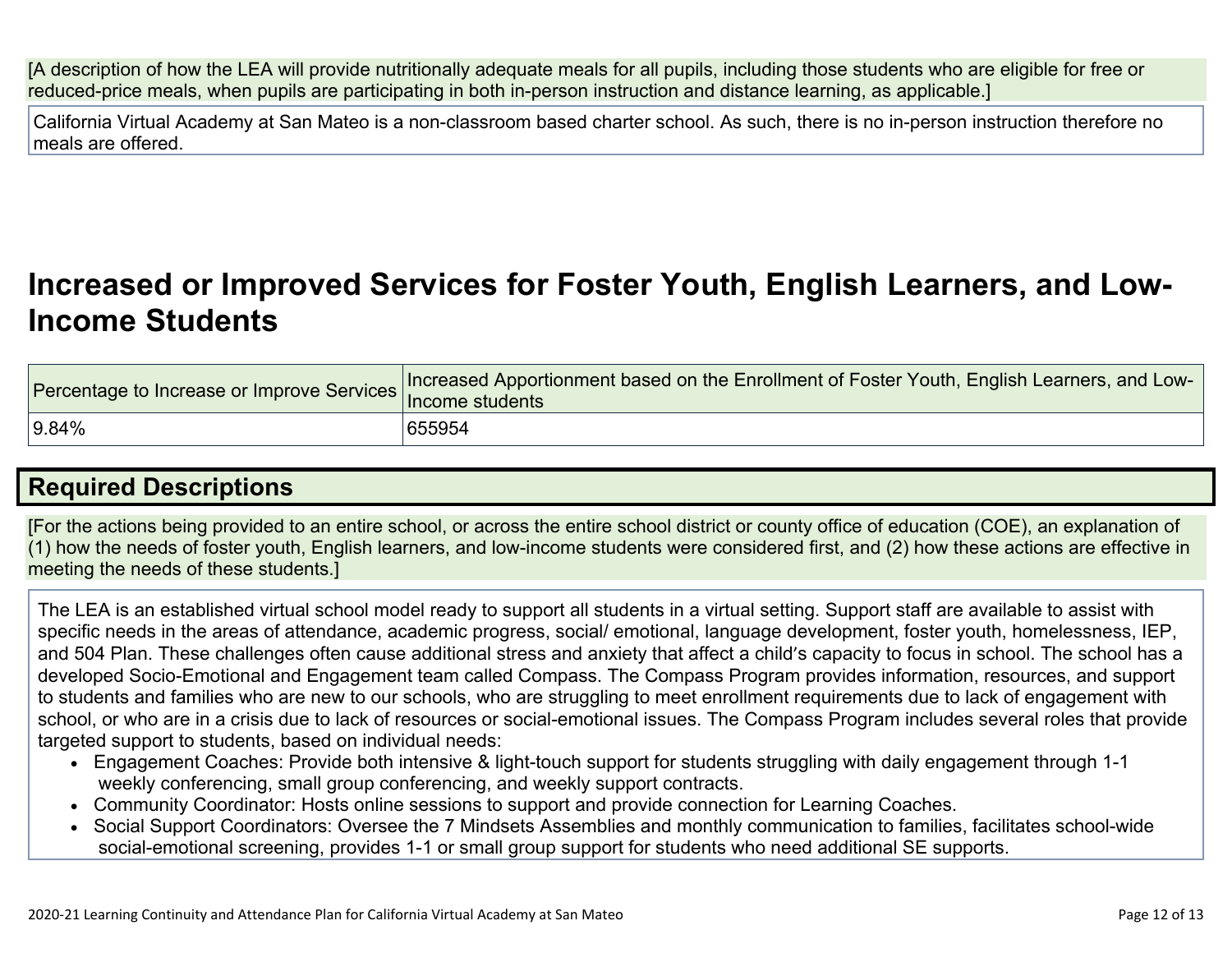[A description of how the LEA will provide nutritionally adequate meals for all pupils, including those students who are eligible for free or reduced-price meals, when pupils are participating in both in-person instruction and distance learning, as applicable.]

California Virtual Academy at San Mateo is a non-classroom based charter school. As such, there is no in-person instruction therefore no meals are offered.

# Increased or Improved Services for Foster Youth, English Learners, and Low-Income Students

| Percentage to Increase or Improve Services | Increased Apportionment based on the Enrollment of Foster Youth, English Learners, and Low-Income students |
|---|---|
| 9.84% | 655954 |

## Required Descriptions

[For the actions being provided to an entire school, or across the entire school district or county office of education (COE), an explanation of (1) how the needs of foster youth, English learners, and low-income students were considered first, and (2) how these actions are effective in meeting the needs of these students.]

The LEA is an established virtual school model ready to support all students in a virtual setting. Support staff are available to assist with specific needs in the areas of attendance, academic progress, social/ emotional, language development, foster youth, homelessness, IEP, and 504 Plan. These challenges often cause additional stress and anxiety that affect a child's capacity to focus in school. The school has a developed Socio-Emotional and Engagement team called Compass. The Compass Program provides information, resources, and support to students and families who are new to our schools, who are struggling to meet enrollment requirements due to lack of engagement with school, or who are in a crisis due to lack of resources or social-emotional issues. The Compass Program includes several roles that provide targeted support to students, based on individual needs:

- Engagement Coaches: Provide both intensive & light-touch support for students struggling with daily engagement through 1-1 weekly conferencing, small group conferencing, and weekly support contracts.
- Community Coordinator: Hosts online sessions to support and provide connection for Learning Coaches.
- Social Support Coordinators: Oversee the 7 Mindsets Assemblies and monthly communication to families, facilitates school-wide social-emotional screening, provides 1-1 or small group support for students who need additional SE supports.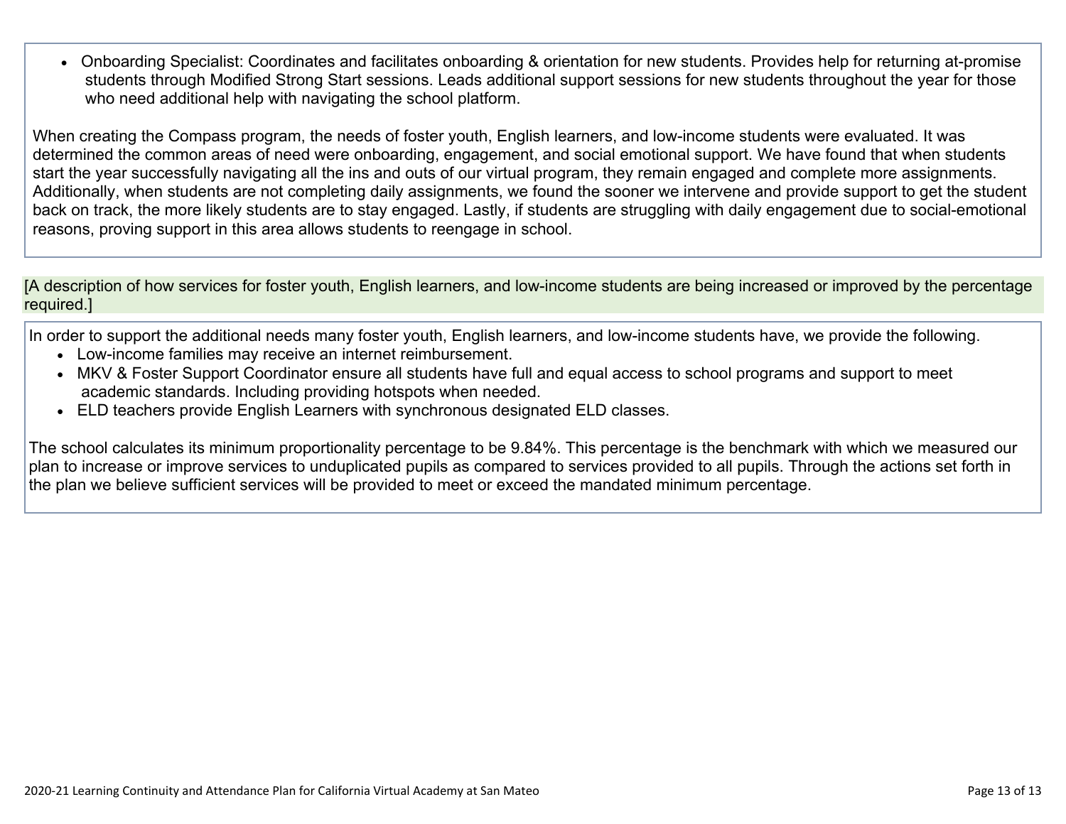- Onboarding Specialist: Coordinates and facilitates onboarding & orientation for new students. Provides help for returning at-promise students through Modified Strong Start sessions. Leads additional support sessions for new students throughout the year for those who need additional help with navigating the school platform.

When creating the Compass program, the needs of foster youth, English learners, and low-income students were evaluated. It was determined the common areas of need were onboarding, engagement, and social emotional support. We have found that when students start the year successfully navigating all the ins and outs of our virtual program, they remain engaged and complete more assignments. Additionally, when students are not completing daily assignments, we found the sooner we intervene and provide support to get the student back on track, the more likely students are to stay engaged. Lastly, if students are struggling with daily engagement due to social-emotional reasons, proving support in this area allows students to reengage in school.

[A description of how services for foster youth, English learners, and low-income students are being increased or improved by the percentage required.]

In order to support the additional needs many foster youth, English learners, and low-income students have, we provide the following.

- Low-income families may receive an internet reimbursement.
- MKV & Foster Support Coordinator ensure all students have full and equal access to school programs and support to meet academic standards. Including providing hotspots when needed.
- ELD teachers provide English Learners with synchronous designated ELD classes.

The school calculates its minimum proportionality percentage to be 9.84%. This percentage is the benchmark with which we measured our plan to increase or improve services to unduplicated pupils as compared to services provided to all pupils. Through the actions set forth in the plan we believe sufficient services will be provided to meet or exceed the mandated minimum percentage.